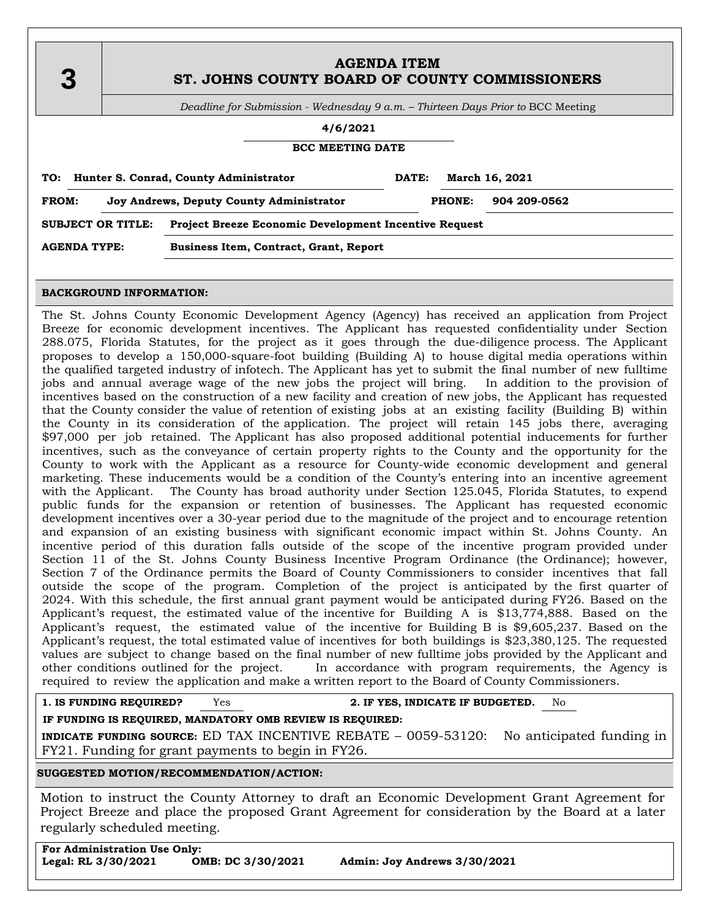**3**

# AGENDA ITEM
## ST. JOHNS COUNTY BOARD OF COUNTY COMMISSIONERS

*Deadline for Submission - Wednesday 9 a.m. – Thirteen Days Prior to* BCC Meeting

**4/6/2021**

**BCC MEETING DATE**

**TO:** **Hunter S. Conrad, County Administrator** **DATE:** **March 16, 2021**

**FROM:** **Joy Andrews, Deputy County Administrator** **PHONE:** **904 209-0562**

**SUBJECT OR TITLE:** **Project Breeze Economic Development Incentive Request**

**AGENDA TYPE:** **Business Item, Contract, Grant, Report**

**BACKGROUND INFORMATION:**

The St. Johns County Economic Development Agency (Agency) has received an application from Project Breeze for economic development incentives. The Applicant has requested confidentiality under Section 288.075, Florida Statutes, for the project as it goes through the due-diligence process. The Applicant proposes to develop a 150,000-square-foot building (Building A) to house digital media operations within the qualified targeted industry of infotech. The Applicant has yet to submit the final number of new fulltime jobs and annual average wage of the new jobs the project will bring. In addition to the provision of incentives based on the construction of a new facility and creation of new jobs, the Applicant has requested that the County consider the value of retention of existing jobs at an existing facility (Building B) within the County in its consideration of the application. The project will retain 145 jobs there, averaging $97,000 per job retained. The Applicant has also proposed additional potential inducements for further incentives, such as the conveyance of certain property rights to the County and the opportunity for the County to work with the Applicant as a resource for County-wide economic development and general marketing. These inducements would be a condition of the County's entering into an incentive agreement with the Applicant. The County has broad authority under Section 125.045, Florida Statutes, to expend public funds for the expansion or retention of businesses. The Applicant has requested economic development incentives over a 30-year period due to the magnitude of the project and to encourage retention and expansion of an existing business with significant economic impact within St. Johns County. An incentive period of this duration falls outside of the scope of the incentive program provided under Section 11 of the St. Johns County Business Incentive Program Ordinance (the Ordinance); however, Section 7 of the Ordinance permits the Board of County Commissioners to consider incentives that fall outside the scope of the program. Completion of the project is anticipated by the first quarter of 2024. With this schedule, the first annual grant payment would be anticipated during FY26. Based on the Applicant's request, the estimated value of the incentive for Building A is $13,774,888. Based on the Applicant's request, the estimated value of the incentive for Building B is $9,605,237. Based on the Applicant's request, the total estimated value of incentives for both buildings is $23,380,125. The requested values are subject to change based on the final number of new fulltime jobs provided by the Applicant and other conditions outlined for the project. In accordance with program requirements, the Agency is required to review the application and make a written report to the Board of County Commissioners.

**1. IS FUNDING REQUIRED?** Yes **2. IF YES, INDICATE IF BUDGETED.** No

**IF FUNDING IS REQUIRED, MANDATORY OMB REVIEW IS REQUIRED:**

**INDICATE FUNDING SOURCE:** ED TAX INCENTIVE REBATE – 0059-53120: No anticipated funding in FY21. Funding for grant payments to begin in FY26.

**SUGGESTED MOTION/RECOMMENDATION/ACTION:**

Motion to instruct the County Attorney to draft an Economic Development Grant Agreement for Project Breeze and place the proposed Grant Agreement for consideration by the Board at a later regularly scheduled meeting.

**For Administration Use Only:**
**Legal: RL 3/30/2021** **OMB: DC 3/30/2021** **Admin: Joy Andrews 3/30/2021**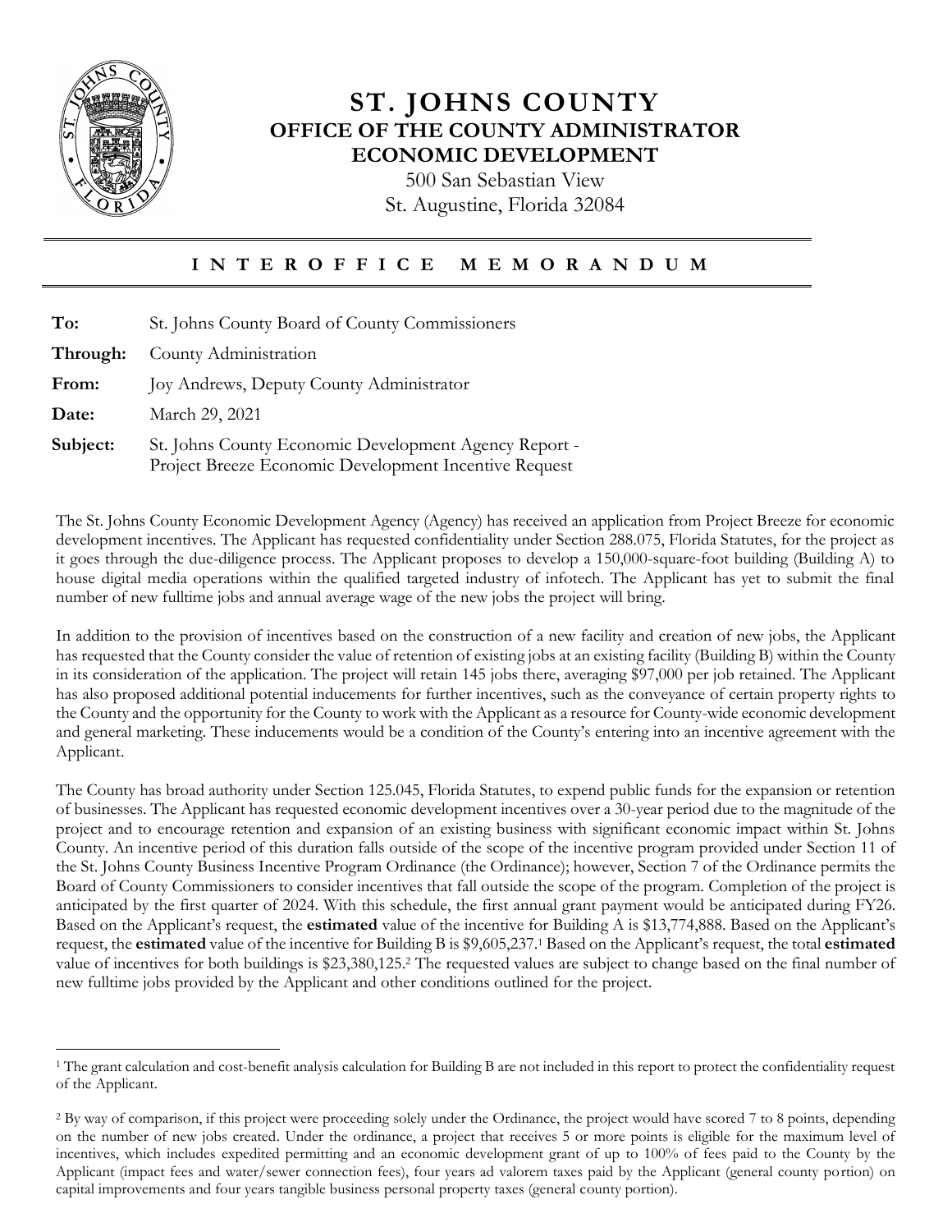# ST. JOHNS COUNTY
## OFFICE OF THE COUNTY ADMINISTRATOR
## ECONOMIC DEVELOPMENT

500 San Sebastian View
St. Augustine, Florida 32084

### I N T E R O F F I C E M E M O R A N D U M

**To:** St. Johns County Board of County Commissioners

**Through:** County Administration

**From:** Joy Andrews, Deputy County Administrator

**Date:** March 29, 2021

**Subject:** St. Johns County Economic Development Agency Report - Project Breeze Economic Development Incentive Request

The St. Johns County Economic Development Agency (Agency) has received an application from Project Breeze for economic development incentives. The Applicant has requested confidentiality under Section 288.075, Florida Statutes, for the project as it goes through the due-diligence process. The Applicant proposes to develop a 150,000-square-foot building (Building A) to house digital media operations within the qualified targeted industry of infotech. The Applicant has yet to submit the final number of new fulltime jobs and annual average wage of the new jobs the project will bring.

In addition to the provision of incentives based on the construction of a new facility and creation of new jobs, the Applicant has requested that the County consider the value of retention of existing jobs at an existing facility (Building B) within the County in its consideration of the application. The project will retain 145 jobs there, averaging $97,000 per job retained. The Applicant has also proposed additional potential inducements for further incentives, such as the conveyance of certain property rights to the County and the opportunity for the County to work with the Applicant as a resource for County-wide economic development and general marketing. These inducements would be a condition of the County's entering into an incentive agreement with the Applicant.

The County has broad authority under Section 125.045, Florida Statutes, to expend public funds for the expansion or retention of businesses. The Applicant has requested economic development incentives over a 30-year period due to the magnitude of the project and to encourage retention and expansion of an existing business with significant economic impact within St. Johns County. An incentive period of this duration falls outside of the scope of the incentive program provided under Section 11 of the St. Johns County Business Incentive Program Ordinance (the Ordinance); however, Section 7 of the Ordinance permits the Board of County Commissioners to consider incentives that fall outside the scope of the program. Completion of the project is anticipated by the first quarter of 2024. With this schedule, the first annual grant payment would be anticipated during FY26. Based on the Applicant's request, the **estimated** value of the incentive for Building A is $13,774,888. Based on the Applicant's request, the **estimated** value of the incentive for Building B is $9,605,237.[1] Based on the Applicant's request, the total **estimated** value of incentives for both buildings is $23,380,125.[2] The requested values are subject to change based on the final number of new fulltime jobs provided by the Applicant and other conditions outlined for the project.

---

[1] The grant calculation and cost-benefit analysis calculation for Building B are not included in this report to protect the confidentiality request of the Applicant.

[2] By way of comparison, if this project were proceeding solely under the Ordinance, the project would have scored 7 to 8 points, depending on the number of new jobs created. Under the ordinance, a project that receives 5 or more points is eligible for the maximum level of incentives, which includes expedited permitting and an economic development grant of up to 100% of fees paid to the County by the Applicant (impact fees and water/sewer connection fees), four years ad valorem taxes paid by the Applicant (general county portion) on capital improvements and four years tangible business personal property taxes (general county portion).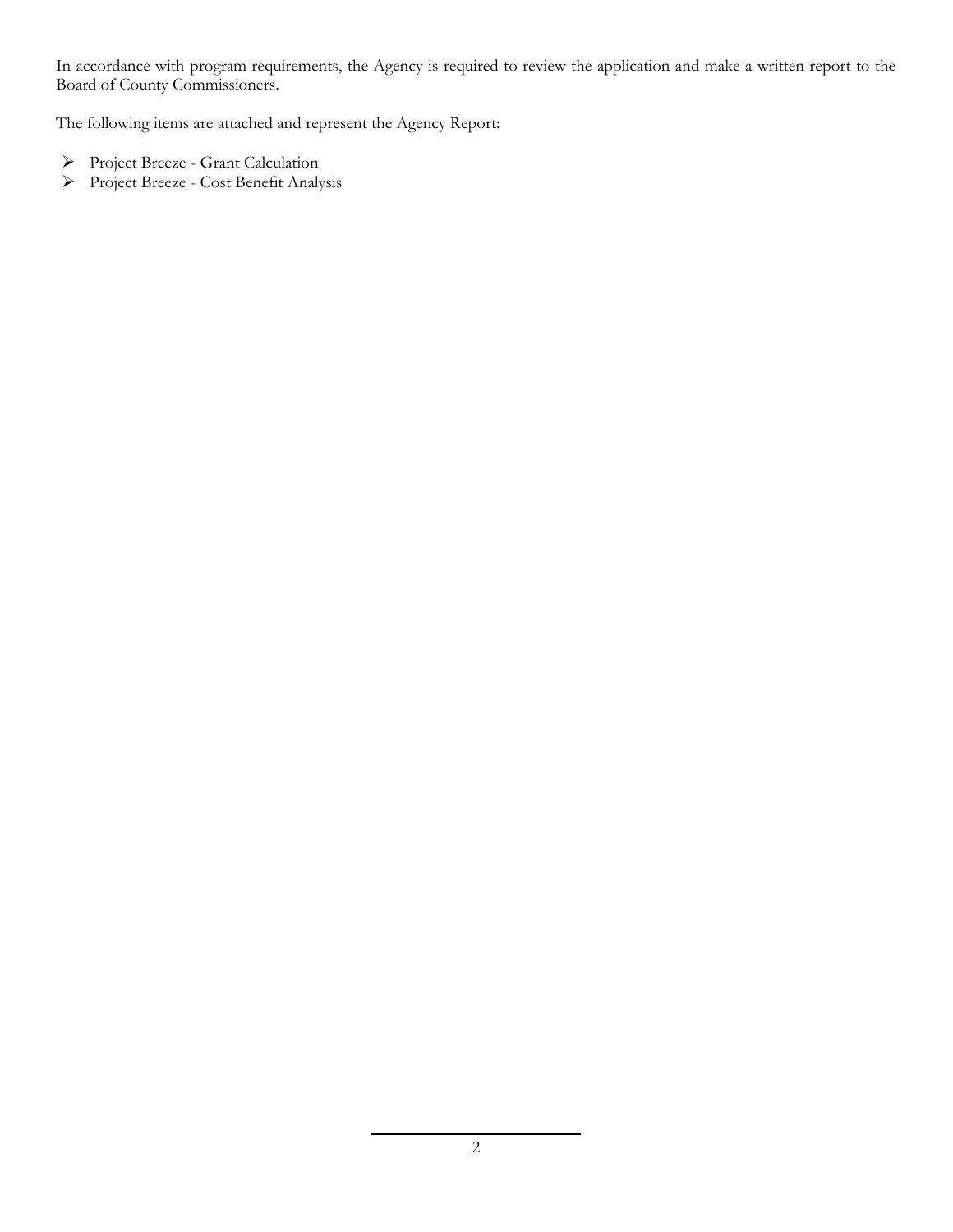In accordance with program requirements, the Agency is required to review the application and make a written report to the Board of County Commissioners.

The following items are attached and represent the Agency Report:

- Project Breeze - Grant Calculation
- Project Breeze - Cost Benefit Analysis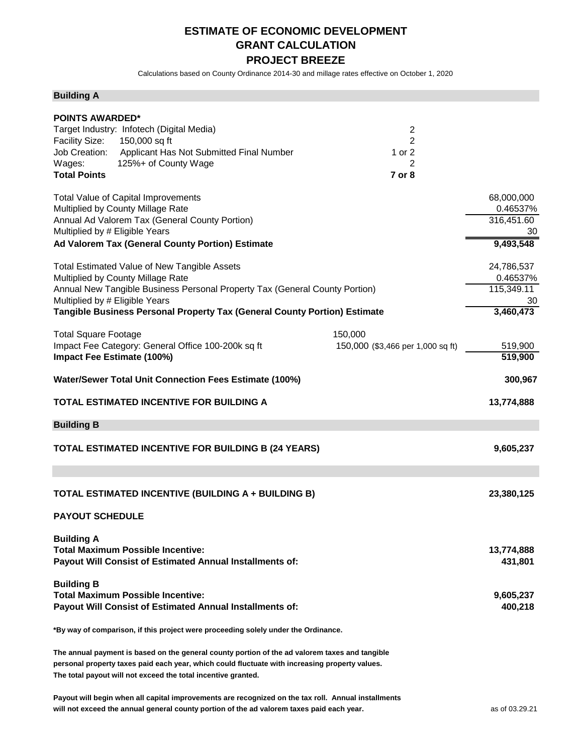# ESTIMATE OF ECONOMIC DEVELOPMENT
# GRANT CALCULATION
# PROJECT BREEZE

Calculations based on County Ordinance 2014-30 and millage rates effective on October 1, 2020

## Building A

**POINTS AWARDED***

| | | |
|---|---|---|
| Target Industry: Infotech (Digital Media) | 2 | |
| Facility Size: 150,000 sq ft | 2 | |
| Job Creation: Applicant Has Not Submitted Final Number | 1 or 2 | |
| Wages: 125%+ of County Wage | 2 | |
| **Total Points** | **7 or 8** | |

| | | |
|---|---|---|
| Total Value of Capital Improvements | | 68,000,000 |
| Multiplied by County Millage Rate | | 0.46537% |
| Annual Ad Valorem Tax (General County Portion) | | 316,451.60 |
| Multiplied by # Eligible Years | | 30 |
| **Ad Valorem Tax (General County Portion) Estimate** | | **9,493,548** |
| Total Estimated Value of New Tangible Assets | | 24,786,537 |
| Multiplied by County Millage Rate | | 0.46537% |
| Annual New Tangible Business Personal Property Tax (General County Portion) | | 115,349.11 |
| Multiplied by # Eligible Years | | 30 |
| **Tangible Business Personal Property Tax (General County Portion) Estimate** | | **3,460,473** |
| Total Square Footage | 150,000 | |
| Impact Fee Category: General Office 100-200k sq ft | 150,000 ($3,466 per 1,000 sq ft) | 519,900 |
| **Impact Fee Estimate (100%)** | | **519,900** |
| **Water/Sewer Total Unit Connection Fees Estimate (100%)** | | **300,967** |
| **TOTAL ESTIMATED INCENTIVE FOR BUILDING A** | | **13,774,888** |

## Building B

| | |
|---|---|
| **TOTAL ESTIMATED INCENTIVE FOR BUILDING B (24 YEARS)** | **9,605,237** |
| **TOTAL ESTIMATED INCENTIVE (BUILDING A + BUILDING B)** | **23,380,125** |

**PAYOUT SCHEDULE**

| | |
|---|---|
| **Building A** | |
| **Total Maximum Possible Incentive:** | **13,774,888** |
| **Payout Will Consist of Estimated Annual Installments of:** | **431,801** |
| **Building B** | |
| **Total Maximum Possible Incentive:** | **9,605,237** |
| **Payout Will Consist of Estimated Annual Installments of:** | **400,218** |

**\*By way of comparison, if this project were proceeding solely under the Ordinance.**

**The annual payment is based on the general county portion of the ad valorem taxes and tangible personal property taxes paid each year, which could fluctuate with increasing property values. The total payout will not exceed the total incentive granted.**

**Payout will begin when all capital improvements are recognized on the tax roll. Annual installments will not exceed the annual general county portion of the ad valorem taxes paid each year.**

as of 03.29.21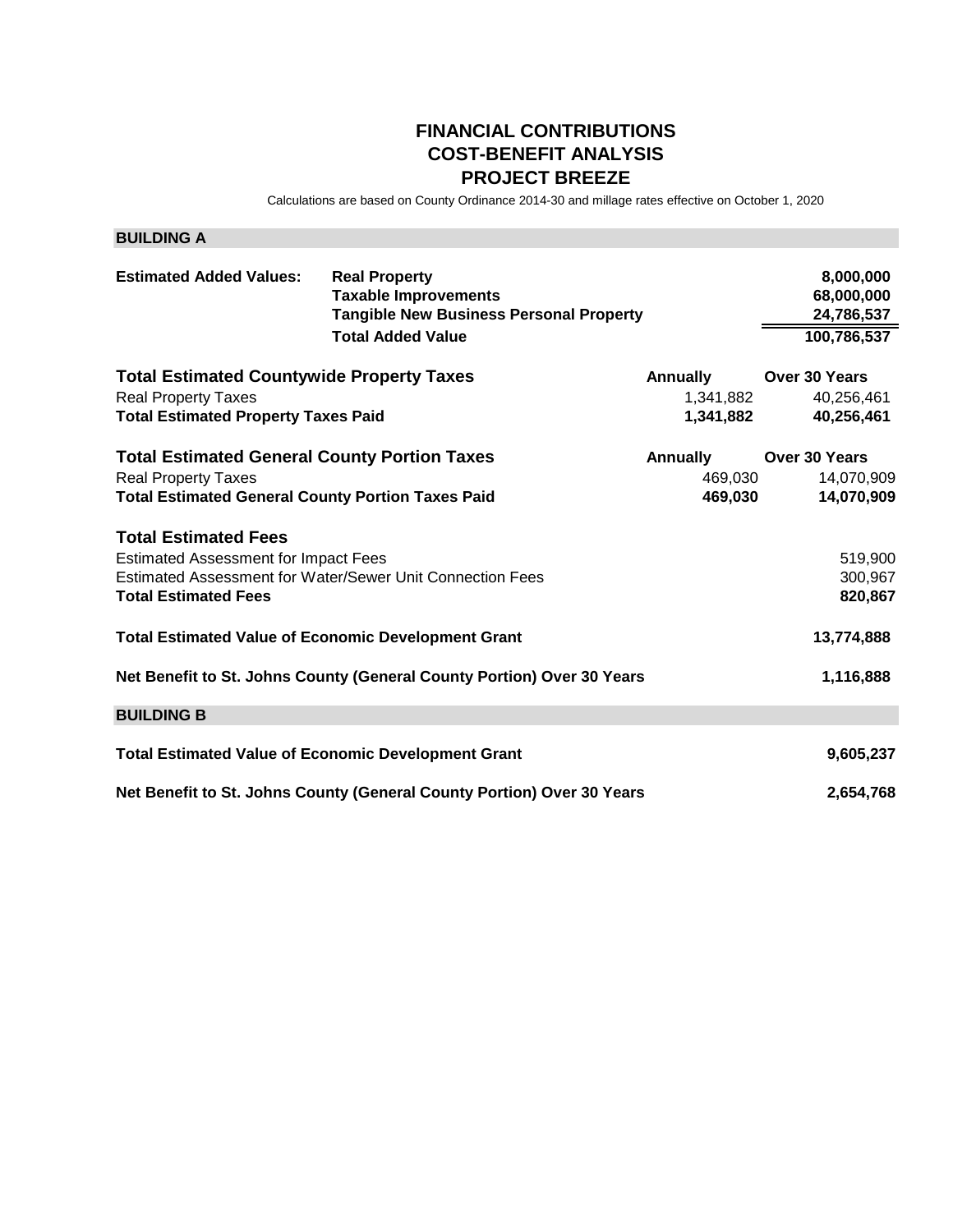# FINANCIAL CONTRIBUTIONS
# COST-BENEFIT ANALYSIS
# PROJECT BREEZE

Calculations are based on County Ordinance 2014-30 and millage rates effective on October 1, 2020

## BUILDING A

| **Estimated Added Values:** | | |
|---|---|---|
| | **Real Property** | **8,000,000** |
| | **Taxable Improvements** | **68,000,000** |
| | **Tangible New Business Personal Property** | **24,786,537** |
| | **Total Added Value** | **100,786,537** |

| **Total Estimated Countywide Property Taxes** | **Annually** | **Over 30 Years** |
|---|---|---|
| Real Property Taxes | 1,341,882 | 40,256,461 |
| **Total Estimated Property Taxes Paid** | **1,341,882** | **40,256,461** |

| **Total Estimated General County Portion Taxes** | **Annually** | **Over 30 Years** |
|---|---|---|
| Real Property Taxes | 469,030 | 14,070,909 |
| **Total Estimated General County Portion Taxes Paid** | **469,030** | **14,070,909** |

| **Total Estimated Fees** | |
|---|---|
| Estimated Assessment for Impact Fees | 519,900 |
| Estimated Assessment for Water/Sewer Unit Connection Fees | 300,967 |
| **Total Estimated Fees** | **820,867** |

| | |
|---|---|
| **Total Estimated Value of Economic Development Grant** | **13,774,888** |
| **Net Benefit to St. Johns County (General County Portion) Over 30 Years** | **1,116,888** |

## BUILDING B

| | |
|---|---|
| **Total Estimated Value of Economic Development Grant** | **9,605,237** |
| **Net Benefit to St. Johns County (General County Portion) Over 30 Years** | **2,654,768** |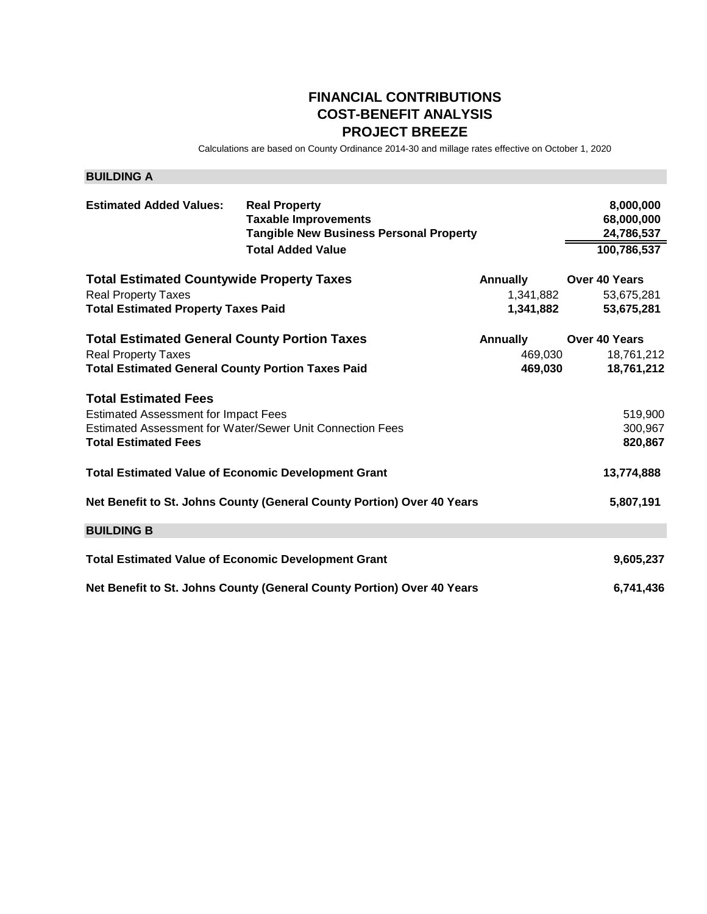# FINANCIAL CONTRIBUTIONS
# COST-BENEFIT ANALYSIS
# PROJECT BREEZE

Calculations are based on County Ordinance 2014-30 and millage rates effective on October 1, 2020

## BUILDING A

| **Estimated Added Values:** | | |
|---|---|---|
| | **Real Property** | **8,000,000** |
| | **Taxable Improvements** | **68,000,000** |
| | **Tangible New Business Personal Property** | **24,786,537** |
| | **Total Added Value** | **100,786,537** |

| **Total Estimated Countywide Property Taxes** | **Annually** | **Over 40 Years** |
|---|---|---|
| Real Property Taxes | 1,341,882 | 53,675,281 |
| **Total Estimated Property Taxes Paid** | **1,341,882** | **53,675,281** |

| **Total Estimated General County Portion Taxes** | **Annually** | **Over 40 Years** |
|---|---|---|
| Real Property Taxes | 469,030 | 18,761,212 |
| **Total Estimated General County Portion Taxes Paid** | **469,030** | **18,761,212** |

| **Total Estimated Fees** | |
|---|---|
| Estimated Assessment for Impact Fees | 519,900 |
| Estimated Assessment for Water/Sewer Unit Connection Fees | 300,967 |
| **Total Estimated Fees** | **820,867** |

| | |
|---|---|
| **Total Estimated Value of Economic Development Grant** | **13,774,888** |
| **Net Benefit to St. Johns County (General County Portion) Over 40 Years** | **5,807,191** |

## BUILDING B

| | |
|---|---|
| **Total Estimated Value of Economic Development Grant** | **9,605,237** |
| **Net Benefit to St. Johns County (General County Portion) Over 40 Years** | **6,741,436** |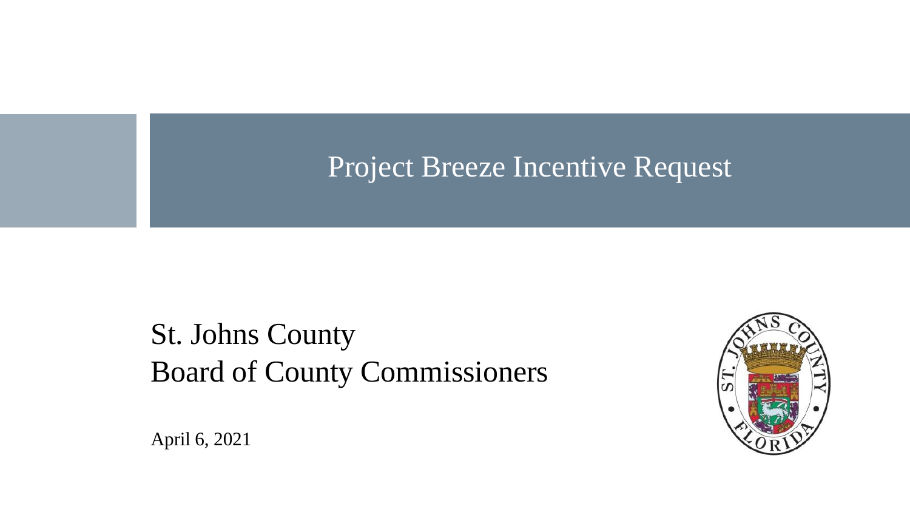# Project Breeze Incentive Request

St. Johns County
Board of County Commissioners

April 6, 2021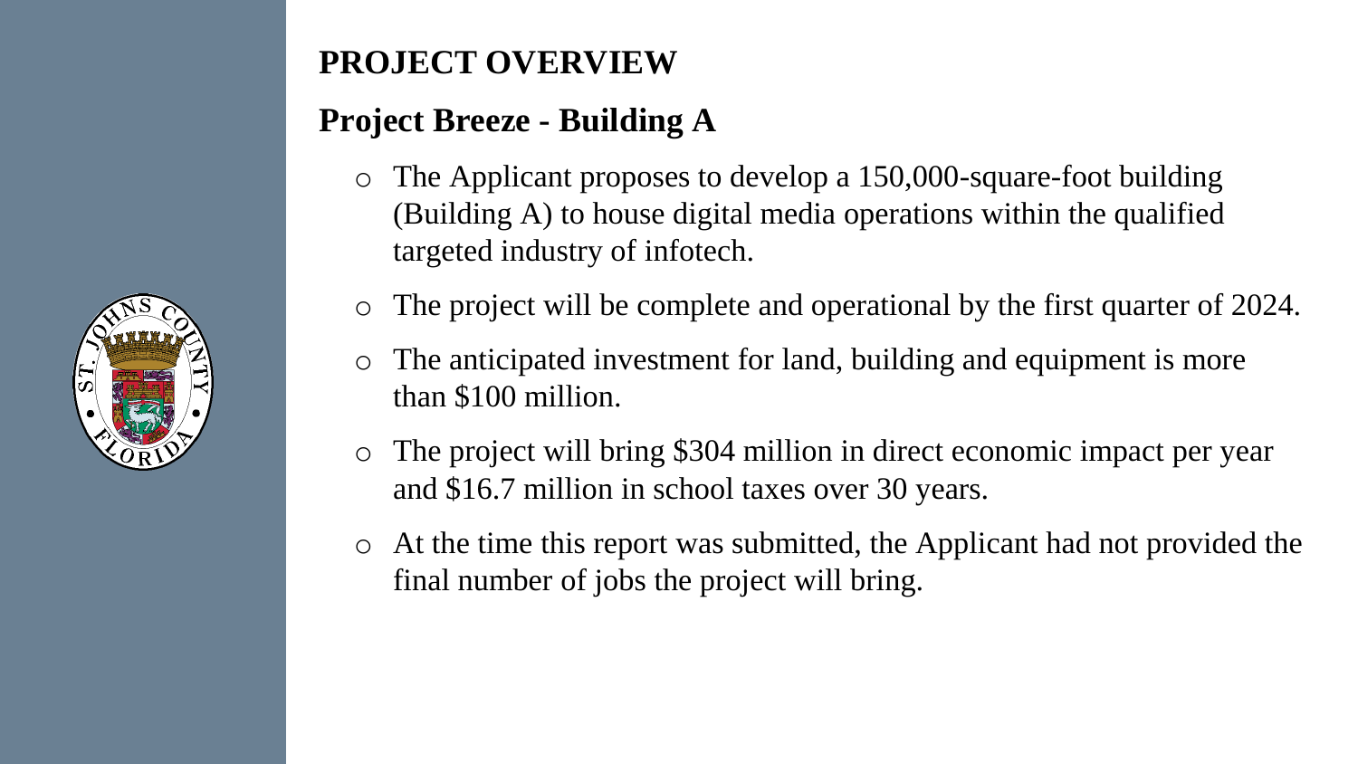# PROJECT OVERVIEW

## Project Breeze - Building A

- The Applicant proposes to develop a 150,000-square-foot building (Building A) to house digital media operations within the qualified targeted industry of infotech.
- The project will be complete and operational by the first quarter of 2024.
- The anticipated investment for land, building and equipment is more than $100 million.
- The project will bring $304 million in direct economic impact per year and $16.7 million in school taxes over 30 years.
- At the time this report was submitted, the Applicant had not provided the final number of jobs the project will bring.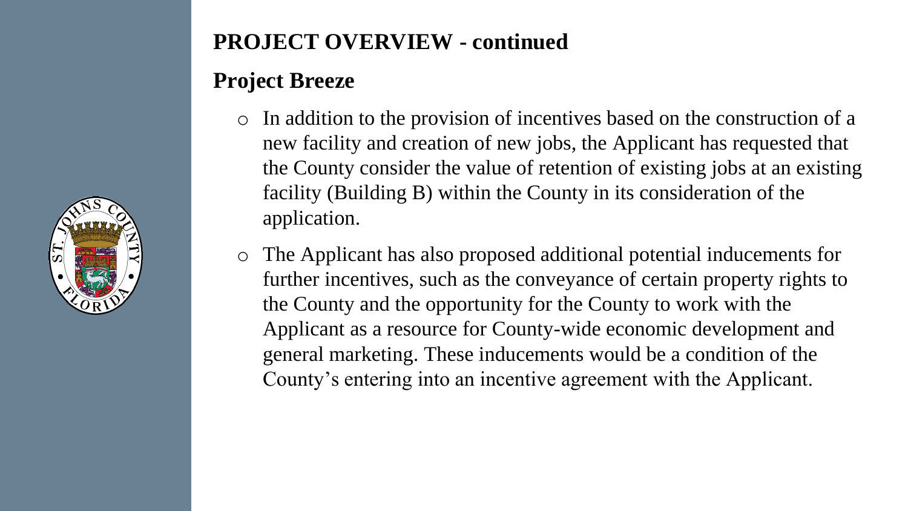## PROJECT OVERVIEW - continued

### Project Breeze

- In addition to the provision of incentives based on the construction of a new facility and creation of new jobs, the Applicant has requested that the County consider the value of retention of existing jobs at an existing facility (Building B) within the County in its consideration of the application.
- The Applicant has also proposed additional potential inducements for further incentives, such as the conveyance of certain property rights to the County and the opportunity for the County to work with the Applicant as a resource for County-wide economic development and general marketing. These inducements would be a condition of the County's entering into an incentive agreement with the Applicant.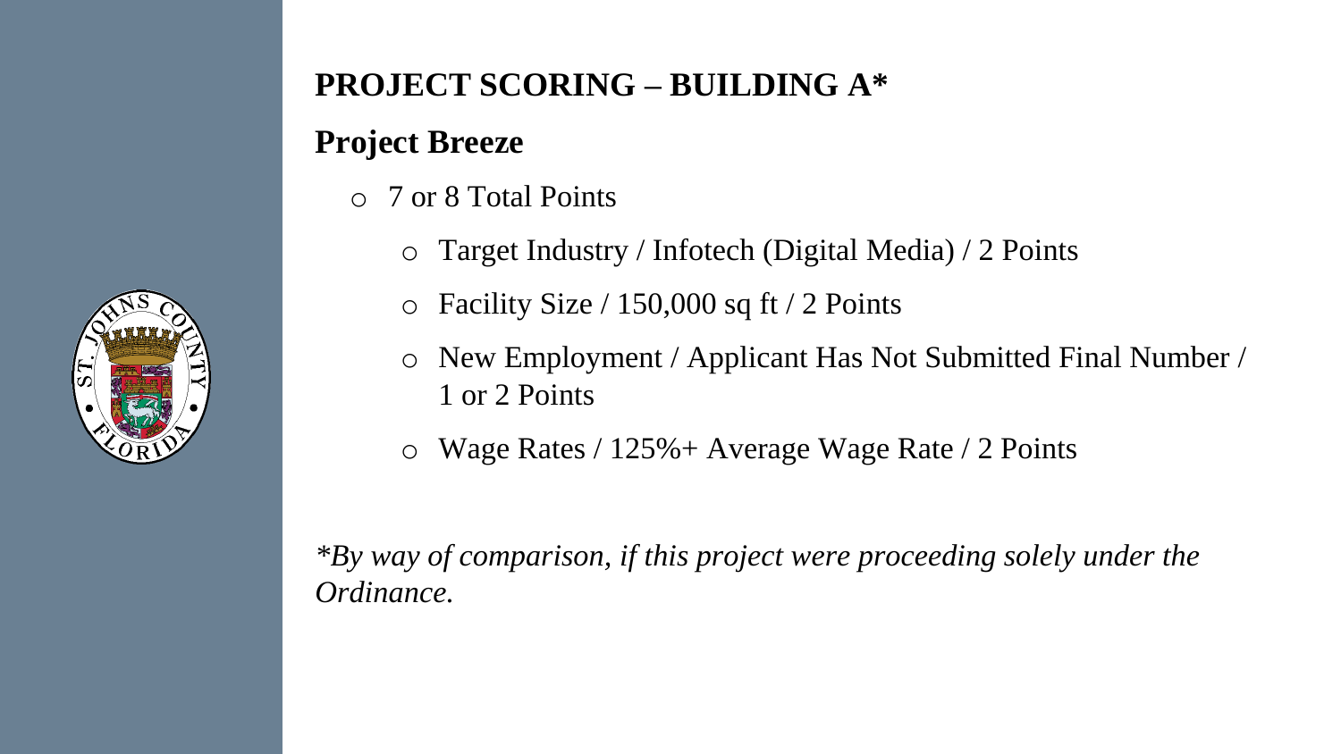## PROJECT SCORING – BUILDING A*

### Project Breeze

- 7 or 8 Total Points
  - Target Industry / Infotech (Digital Media) / 2 Points
  - Facility Size / 150,000 sq ft / 2 Points
  - New Employment / Applicant Has Not Submitted Final Number / 1 or 2 Points
  - Wage Rates / 125%+ Average Wage Rate / 2 Points

**By way of comparison, if this project were proceeding solely under the Ordinance.*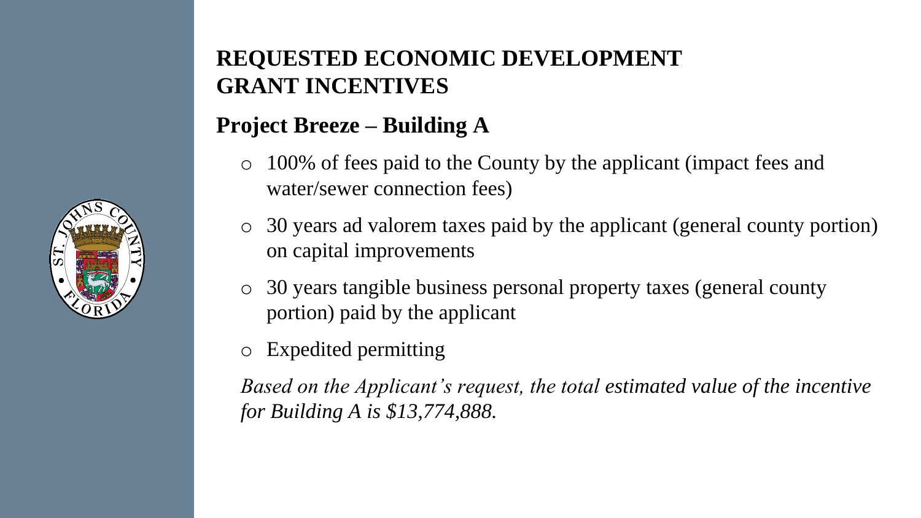## REQUESTED ECONOMIC DEVELOPMENT GRANT INCENTIVES

### Project Breeze – Building A

- 100% of fees paid to the County by the applicant (impact fees and water/sewer connection fees)
- 30 years ad valorem taxes paid by the applicant (general county portion) on capital improvements
- 30 years tangible business personal property taxes (general county portion) paid by the applicant
- Expedited permitting

*Based on the Applicant's request, the total estimated value of the incentive for Building A is $13,774,888.*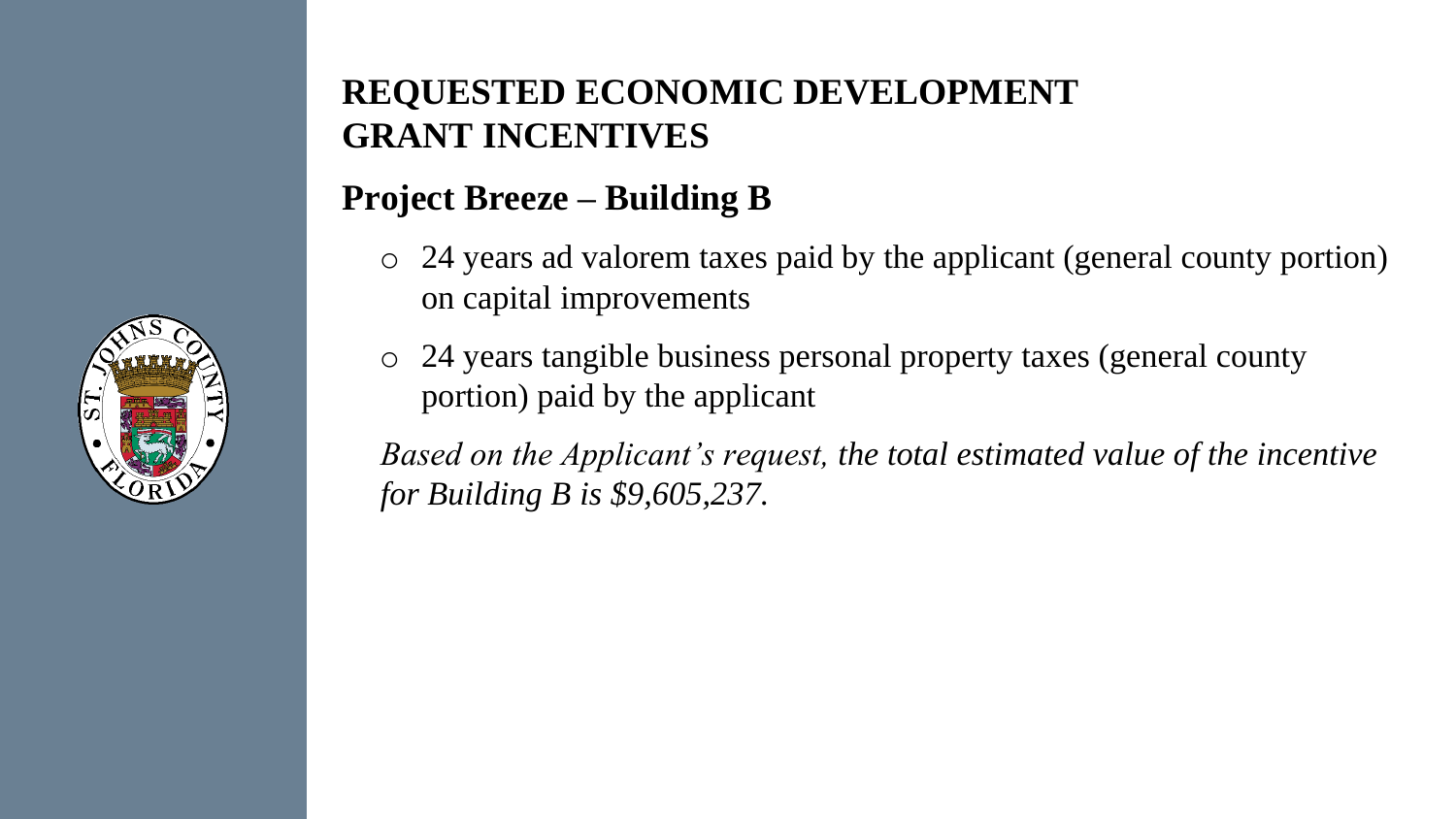# REQUESTED ECONOMIC DEVELOPMENT GRANT INCENTIVES

## Project Breeze – Building B

- 24 years ad valorem taxes paid by the applicant (general county portion) on capital improvements
- 24 years tangible business personal property taxes (general county portion) paid by the applicant

*Based on the Applicant's request, the total estimated value of the incentive for Building B is $9,605,237.*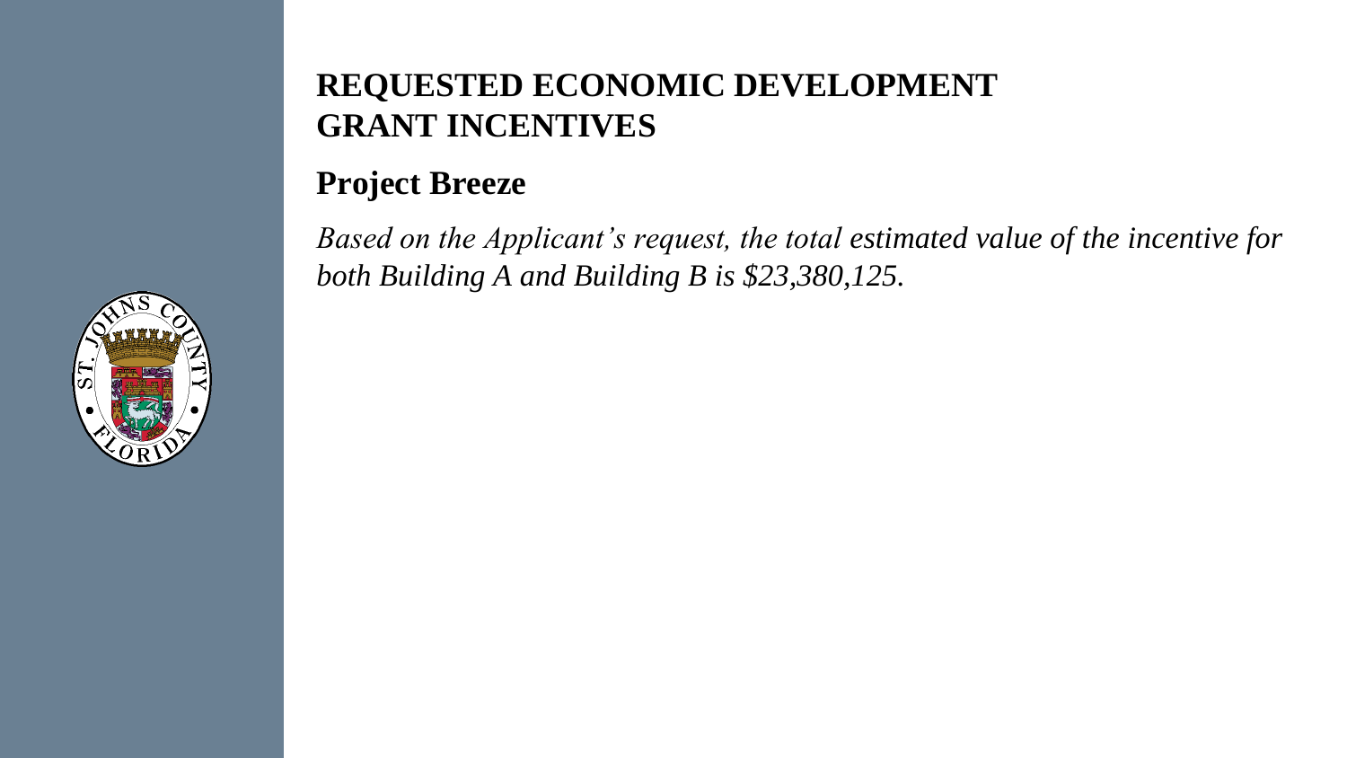# REQUESTED ECONOMIC DEVELOPMENT GRANT INCENTIVES

## Project Breeze

*Based on the Applicant's request, the total estimated value of the incentive for both Building A and Building B is $23,380,125.*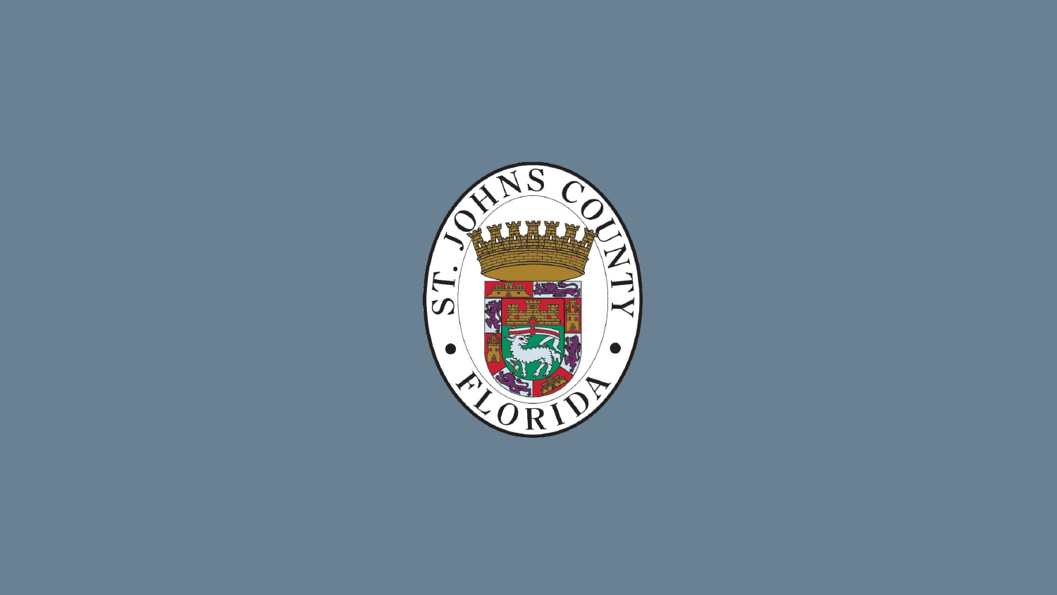ST. JOHNS COUNTY

FLORIDA